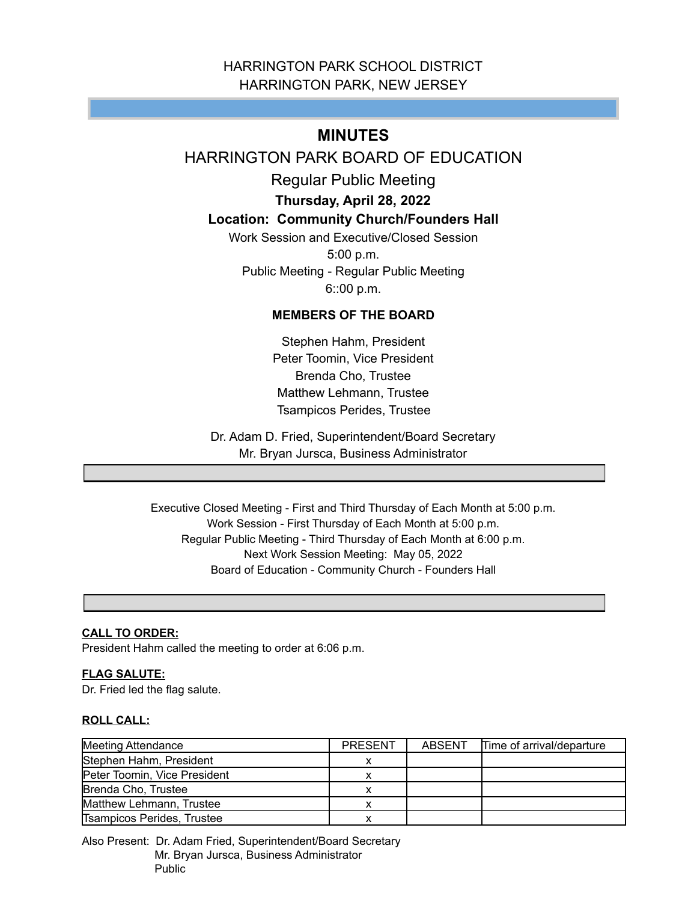HARRINGTON PARK SCHOOL DISTRICT
HARRINGTON PARK, NEW JERSEY

# MINUTES

## HARRINGTON PARK BOARD OF EDUCATION

Regular Public Meeting

**Thursday, April 28, 2022**

**Location: Community Church/Founders Hall**

Work Session and Executive/Closed Session
5:00 p.m.
Public Meeting - Regular Public Meeting
6::00 p.m.

**MEMBERS OF THE BOARD**

Stephen Hahm, President
Peter Toomin, Vice President
Brenda Cho, Trustee
Matthew Lehmann, Trustee
Tsampicos Perides, Trustee

Dr. Adam D. Fried, Superintendent/Board Secretary
Mr. Bryan Jursca, Business Administrator

Executive Closed Meeting - First and Third Thursday of Each Month at 5:00 p.m.
Work Session - First Thursday of Each Month at 5:00 p.m.
Regular Public Meeting - Third Thursday of Each Month at 6:00 p.m.
Next Work Session Meeting: May 05, 2022
Board of Education - Community Church - Founders Hall

**CALL TO ORDER:**
President Hahm called the meeting to order at 6:06 p.m.

**FLAG SALUTE:**
Dr. Fried led the flag salute.

**ROLL CALL:**

| Meeting Attendance | PRESENT | ABSENT | Time of arrival/departure |
|---|---|---|---|
| Stephen Hahm, President | x | | |
| Peter Toomin, Vice President | x | | |
| Brenda Cho, Trustee | x | | |
| Matthew Lehmann, Trustee | x | | |
| Tsampicos Perides, Trustee | x | | |

Also Present: Dr. Adam Fried, Superintendent/Board Secretary
Mr. Bryan Jursca, Business Administrator
Public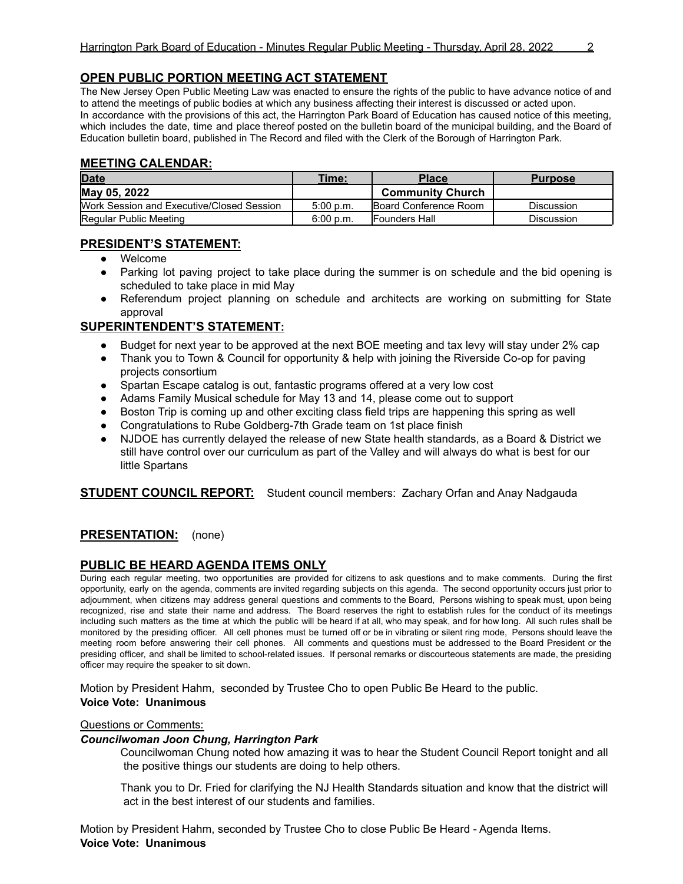## OPEN PUBLIC PORTION MEETING ACT STATEMENT

The New Jersey Open Public Meeting Law was enacted to ensure the rights of the public to have advance notice of and to attend the meetings of public bodies at which any business affecting their interest is discussed or acted upon. In accordance with the provisions of this act, the Harrington Park Board of Education has caused notice of this meeting, which includes the date, time and place thereof posted on the bulletin board of the municipal building, and the Board of Education bulletin board, published in The Record and filed with the Clerk of the Borough of Harrington Park.

## MEETING CALENDAR:

| Date | Time: | Place | Purpose |
|---|---|---|---|
| **May 05, 2022** | | **Community Church** | |
| Work Session and Executive/Closed Session | 5:00 p.m. | Board Conference Room | Discussion |
| Regular Public Meeting | 6:00 p.m. | Founders Hall | Discussion |

## PRESIDENT'S STATEMENT:

- Welcome
- Parking lot paving project to take place during the summer is on schedule and the bid opening is scheduled to take place in mid May
- Referendum project planning on schedule and architects are working on submitting for State approval

## SUPERINTENDENT'S STATEMENT:

- Budget for next year to be approved at the next BOE meeting and tax levy will stay under 2% cap
- Thank you to Town & Council for opportunity & help with joining the Riverside Co-op for paving projects consortium
- Spartan Escape catalog is out, fantastic programs offered at a very low cost
- Adams Family Musical schedule for May 13 and 14, please come out to support
- Boston Trip is coming up and other exciting class field trips are happening this spring as well
- Congratulations to Rube Goldberg-7th Grade team on 1st place finish
- NJDOE has currently delayed the release of new State health standards, as a Board & District we still have control over our curriculum as part of the Valley and will always do what is best for our little Spartans

**STUDENT COUNCIL REPORT:** Student council members: Zachary Orfan and Anay Nadgauda

**PRESENTATION:** (none)

## PUBLIC BE HEARD AGENDA ITEMS ONLY

During each regular meeting, two opportunities are provided for citizens to ask questions and to make comments. During the first opportunity, early on the agenda, comments are invited regarding subjects on this agenda. The second opportunity occurs just prior to adjournment, when citizens may address general questions and comments to the Board, Persons wishing to speak must, upon being recognized, rise and state their name and address. The Board reserves the right to establish rules for the conduct of its meetings including such matters as the time at which the public will be heard if at all, who may speak, and for how long. All such rules shall be monitored by the presiding officer. All cell phones must be turned off or be in vibrating or silent ring mode, Persons should leave the meeting room before answering their cell phones. All comments and questions must be addressed to the Board President or the presiding officer, and shall be limited to school-related issues. If personal remarks or discourteous statements are made, the presiding officer may require the speaker to sit down.

Motion by President Hahm, seconded by Trustee Cho to open Public Be Heard to the public.
**Voice Vote: Unanimous**

Questions or Comments:

***Councilwoman Joon Chung, Harrington Park***

Councilwoman Chung noted how amazing it was to hear the Student Council Report tonight and all the positive things our students are doing to help others.

Thank you to Dr. Fried for clarifying the NJ Health Standards situation and know that the district will act in the best interest of our students and families.

Motion by President Hahm, seconded by Trustee Cho to close Public Be Heard - Agenda Items.
**Voice Vote: Unanimous**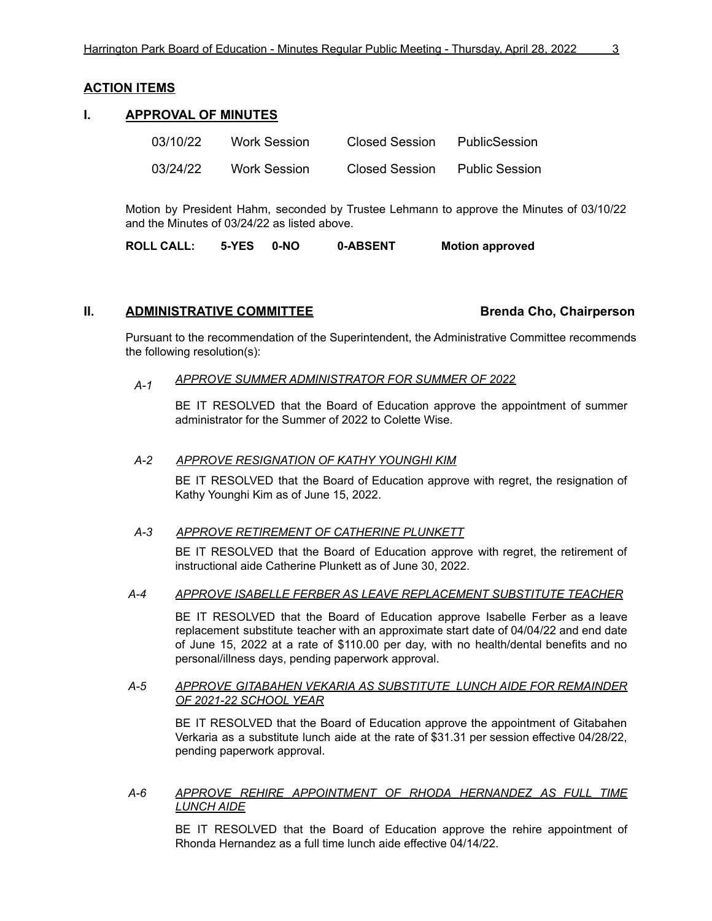## ACTION ITEMS

### I. APPROVAL OF MINUTES

| | | | |
|---|---|---|---|
| 03/10/22 | Work Session | Closed Session | PublicSession |
| 03/24/22 | Work Session | Closed Session | Public Session |

Motion by President Hahm, seconded by Trustee Lehmann to approve the Minutes of 03/10/22 and the Minutes of 03/24/22 as listed above.

**ROLL CALL: 5-YES 0-NO 0-ABSENT Motion approved**

### II. ADMINISTRATIVE COMMITTEE — Brenda Cho, Chairperson

Pursuant to the recommendation of the Superintendent, the Administrative Committee recommends the following resolution(s):

*A-1* *APPROVE SUMMER ADMINISTRATOR FOR SUMMER OF 2022*

BE IT RESOLVED that the Board of Education approve the appointment of summer administrator for the Summer of 2022 to Colette Wise.

*A-2* *APPROVE RESIGNATION OF KATHY YOUNGHI KIM*

BE IT RESOLVED that the Board of Education approve with regret, the resignation of Kathy Younghi Kim as of June 15, 2022.

*A-3* *APPROVE RETIREMENT OF CATHERINE PLUNKETT*

BE IT RESOLVED that the Board of Education approve with regret, the retirement of instructional aide Catherine Plunkett as of June 30, 2022.

*A-4* *APPROVE ISABELLE FERBER AS LEAVE REPLACEMENT SUBSTITUTE TEACHER*

BE IT RESOLVED that the Board of Education approve Isabelle Ferber as a leave replacement substitute teacher with an approximate start date of 04/04/22 and end date of June 15, 2022 at a rate of $110.00 per day, with no health/dental benefits and no personal/illness days, pending paperwork approval.

*A-5* *APPROVE GITABAHEN VEKARIA AS SUBSTITUTE LUNCH AIDE FOR REMAINDER OF 2021-22 SCHOOL YEAR*

BE IT RESOLVED that the Board of Education approve the appointment of Gitabahen Verkaria as a substitute lunch aide at the rate of $31.31 per session effective 04/28/22, pending paperwork approval.

*A-6* *APPROVE REHIRE APPOINTMENT OF RHODA HERNANDEZ AS FULL TIME LUNCH AIDE*

BE IT RESOLVED that the Board of Education approve the rehire appointment of Rhonda Hernandez as a full time lunch aide effective 04/14/22.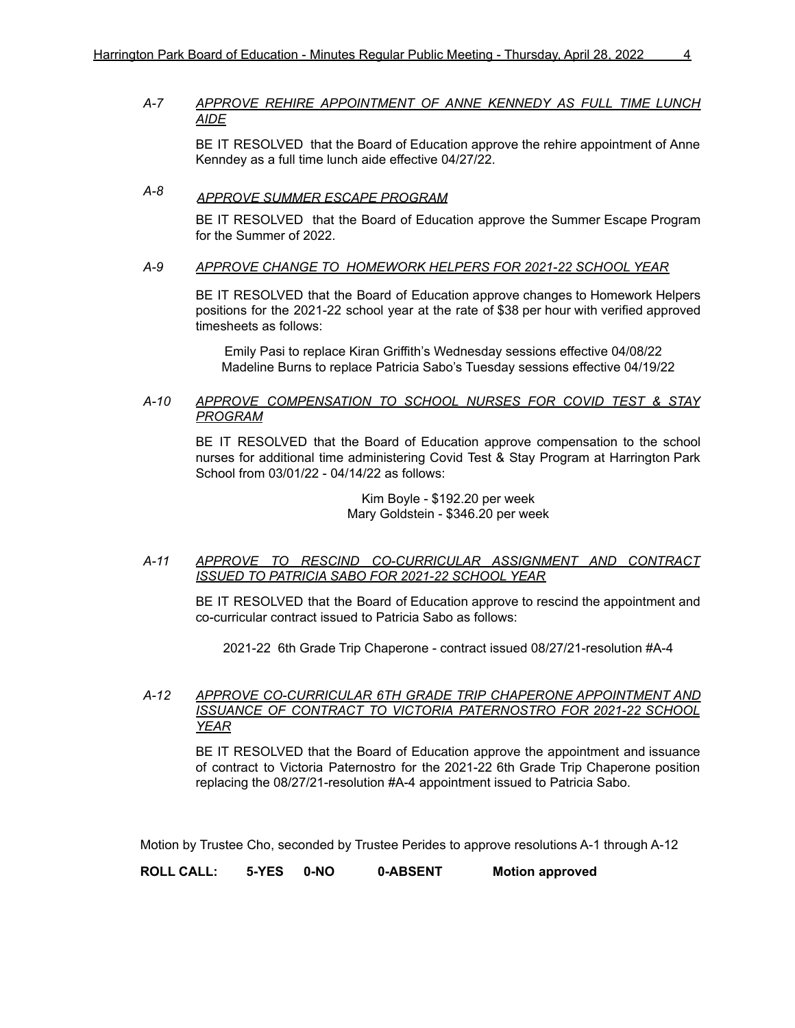*A-7* ***APPROVE REHIRE APPOINTMENT OF ANNE KENNEDY AS FULL TIME LUNCH AIDE***

BE IT RESOLVED that the Board of Education approve the rehire appointment of Anne Kenndey as a full time lunch aide effective 04/27/22.

*A-8* ***APPROVE SUMMER ESCAPE PROGRAM***

BE IT RESOLVED that the Board of Education approve the Summer Escape Program for the Summer of 2022.

*A-9* ***APPROVE CHANGE TO HOMEWORK HELPERS FOR 2021-22 SCHOOL YEAR***

BE IT RESOLVED that the Board of Education approve changes to Homework Helpers positions for the 2021-22 school year at the rate of $38 per hour with verified approved timesheets as follows:

Emily Pasi to replace Kiran Griffith's Wednesday sessions effective 04/08/22
Madeline Burns to replace Patricia Sabo's Tuesday sessions effective 04/19/22

*A-10* ***APPROVE COMPENSATION TO SCHOOL NURSES FOR COVID TEST & STAY PROGRAM***

BE IT RESOLVED that the Board of Education approve compensation to the school nurses for additional time administering Covid Test & Stay Program at Harrington Park School from 03/01/22 - 04/14/22 as follows:

Kim Boyle - $192.20 per week
Mary Goldstein - $346.20 per week

*A-11* ***APPROVE TO RESCIND CO-CURRICULAR ASSIGNMENT AND CONTRACT ISSUED TO PATRICIA SABO FOR 2021-22 SCHOOL YEAR***

BE IT RESOLVED that the Board of Education approve to rescind the appointment and co-curricular contract issued to Patricia Sabo as follows:

2021-22 6th Grade Trip Chaperone - contract issued 08/27/21-resolution #A-4

*A-12* ***APPROVE CO-CURRICULAR 6TH GRADE TRIP CHAPERONE APPOINTMENT AND ISSUANCE OF CONTRACT TO VICTORIA PATERNOSTRO FOR 2021-22 SCHOOL YEAR***

BE IT RESOLVED that the Board of Education approve the appointment and issuance of contract to Victoria Paternostro for the 2021-22 6th Grade Trip Chaperone position replacing the 08/27/21-resolution #A-4 appointment issued to Patricia Sabo.

Motion by Trustee Cho, seconded by Trustee Perides to approve resolutions A-1 through A-12

**ROLL CALL: 5-YES 0-NO 0-ABSENT Motion approved**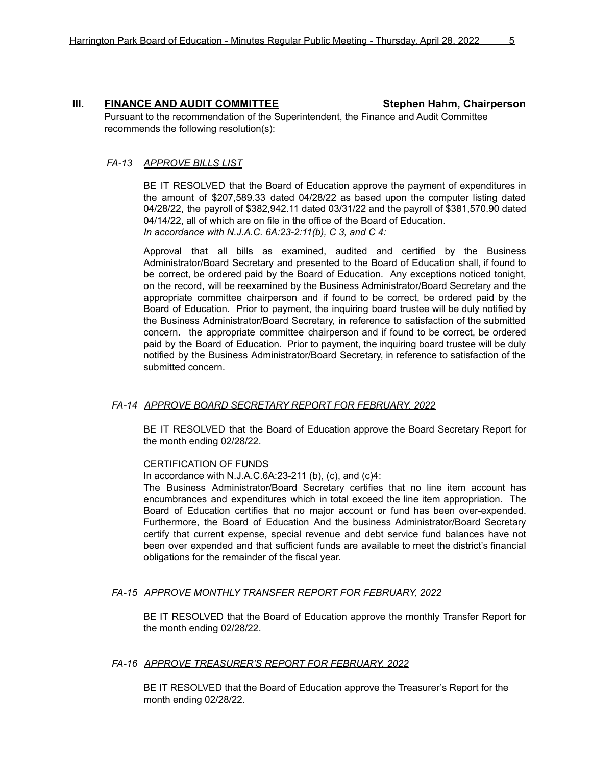## III. FINANCE AND AUDIT COMMITTEE **Stephen Hahm, Chairperson**

Pursuant to the recommendation of the Superintendent, the Finance and Audit Committee recommends the following resolution(s):

### *FA-13 APPROVE BILLS LIST*

BE IT RESOLVED that the Board of Education approve the payment of expenditures in the amount of $207,589.33 dated 04/28/22 as based upon the computer listing dated 04/28/22, the payroll of $382,942.11 dated 03/31/22 and the payroll of $381,570.90 dated 04/14/22, all of which are on file in the office of the Board of Education.
*In accordance with N.J.A.C. 6A:23-2:11(b), C 3, and C 4:*

Approval that all bills as examined, audited and certified by the Business Administrator/Board Secretary and presented to the Board of Education shall, if found to be correct, be ordered paid by the Board of Education. Any exceptions noticed tonight, on the record, will be reexamined by the Business Administrator/Board Secretary and the appropriate committee chairperson and if found to be correct, be ordered paid by the Board of Education. Prior to payment, the inquiring board trustee will be duly notified by the Business Administrator/Board Secretary, in reference to satisfaction of the submitted concern. the appropriate committee chairperson and if found to be correct, be ordered paid by the Board of Education. Prior to payment, the inquiring board trustee will be duly notified by the Business Administrator/Board Secretary, in reference to satisfaction of the submitted concern.

### *FA-14 APPROVE BOARD SECRETARY REPORT FOR FEBRUARY, 2022*

BE IT RESOLVED that the Board of Education approve the Board Secretary Report for the month ending 02/28/22.

CERTIFICATION OF FUNDS
In accordance with N.J.A.C.6A:23-211 (b), (c), and (c)4:
The Business Administrator/Board Secretary certifies that no line item account has encumbrances and expenditures which in total exceed the line item appropriation. The Board of Education certifies that no major account or fund has been over-expended. Furthermore, the Board of Education And the business Administrator/Board Secretary certify that current expense, special revenue and debt service fund balances have not been over expended and that sufficient funds are available to meet the district's financial obligations for the remainder of the fiscal year.

### *FA-15 APPROVE MONTHLY TRANSFER REPORT FOR FEBRUARY, 2022*

BE IT RESOLVED that the Board of Education approve the monthly Transfer Report for the month ending 02/28/22.

### *FA-16 APPROVE TREASURER'S REPORT FOR FEBRUARY, 2022*

BE IT RESOLVED that the Board of Education approve the Treasurer's Report for the month ending 02/28/22.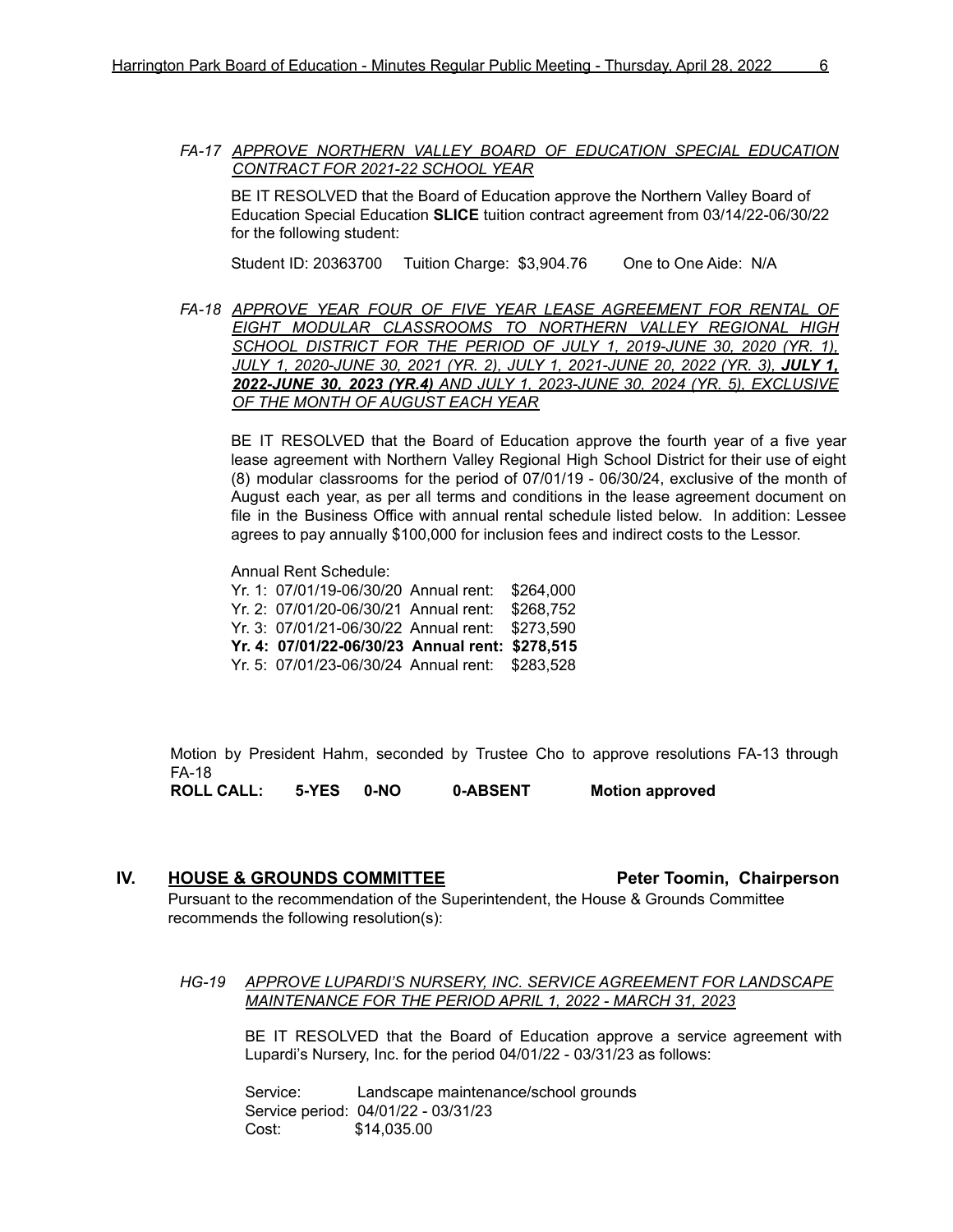*FA-17 <u>APPROVE NORTHERN VALLEY BOARD OF EDUCATION SPECIAL EDUCATION CONTRACT FOR 2021-22 SCHOOL YEAR</u>*

BE IT RESOLVED that the Board of Education approve the Northern Valley Board of Education Special Education **SLICE** tuition contract agreement from 03/14/22-06/30/22 for the following student:

Student ID: 20363700 Tuition Charge: $3,904.76 One to One Aide: N/A

*FA-18 <u>APPROVE YEAR FOUR OF FIVE YEAR LEASE AGREEMENT FOR RENTAL OF EIGHT MODULAR CLASSROOMS TO NORTHERN VALLEY REGIONAL HIGH SCHOOL DISTRICT FOR THE PERIOD OF JULY 1, 2019-JUNE 30, 2020 (YR. 1), JULY 1, 2020-JUNE 30, 2021 (YR. 2), JULY 1, 2021-JUNE 20, 2022 (YR. 3), **JULY 1, 2022-JUNE 30, 2023 (YR.4)** AND JULY 1, 2023-JUNE 30, 2024 (YR. 5), EXCLUSIVE OF THE MONTH OF AUGUST EACH YEAR</u>*

BE IT RESOLVED that the Board of Education approve the fourth year of a five year lease agreement with Northern Valley Regional High School District for their use of eight (8) modular classrooms for the period of 07/01/19 - 06/30/24, exclusive of the month of August each year, as per all terms and conditions in the lease agreement document on file in the Business Office with annual rental schedule listed below. In addition: Lessee agrees to pay annually $100,000 for inclusion fees and indirect costs to the Lessor.

Annual Rent Schedule:

Yr. 1: 07/01/19-06/30/20 Annual rent: $264,000
Yr. 2: 07/01/20-06/30/21 Annual rent: $268,752
Yr. 3: 07/01/21-06/30/22 Annual rent: $273,590
**Yr. 4: 07/01/22-06/30/23 Annual rent: $278,515**
Yr. 5: 07/01/23-06/30/24 Annual rent: $283,528

Motion by President Hahm, seconded by Trustee Cho to approve resolutions FA-13 through FA-18

**ROLL CALL: 5-YES 0-NO 0-ABSENT Motion approved**

## IV. <u>HOUSE & GROUNDS COMMITTEE</u> Peter Toomin, Chairperson

Pursuant to the recommendation of the Superintendent, the House & Grounds Committee recommends the following resolution(s):

*HG-19 <u>APPROVE LUPARDI'S NURSERY, INC. SERVICE AGREEMENT FOR LANDSCAPE MAINTENANCE FOR THE PERIOD APRIL 1, 2022 - MARCH 31, 2023</u>*

BE IT RESOLVED that the Board of Education approve a service agreement with Lupardi's Nursery, Inc. for the period 04/01/22 - 03/31/23 as follows:

Service: Landscape maintenance/school grounds
Service period: 04/01/22 - 03/31/23
Cost: $14,035.00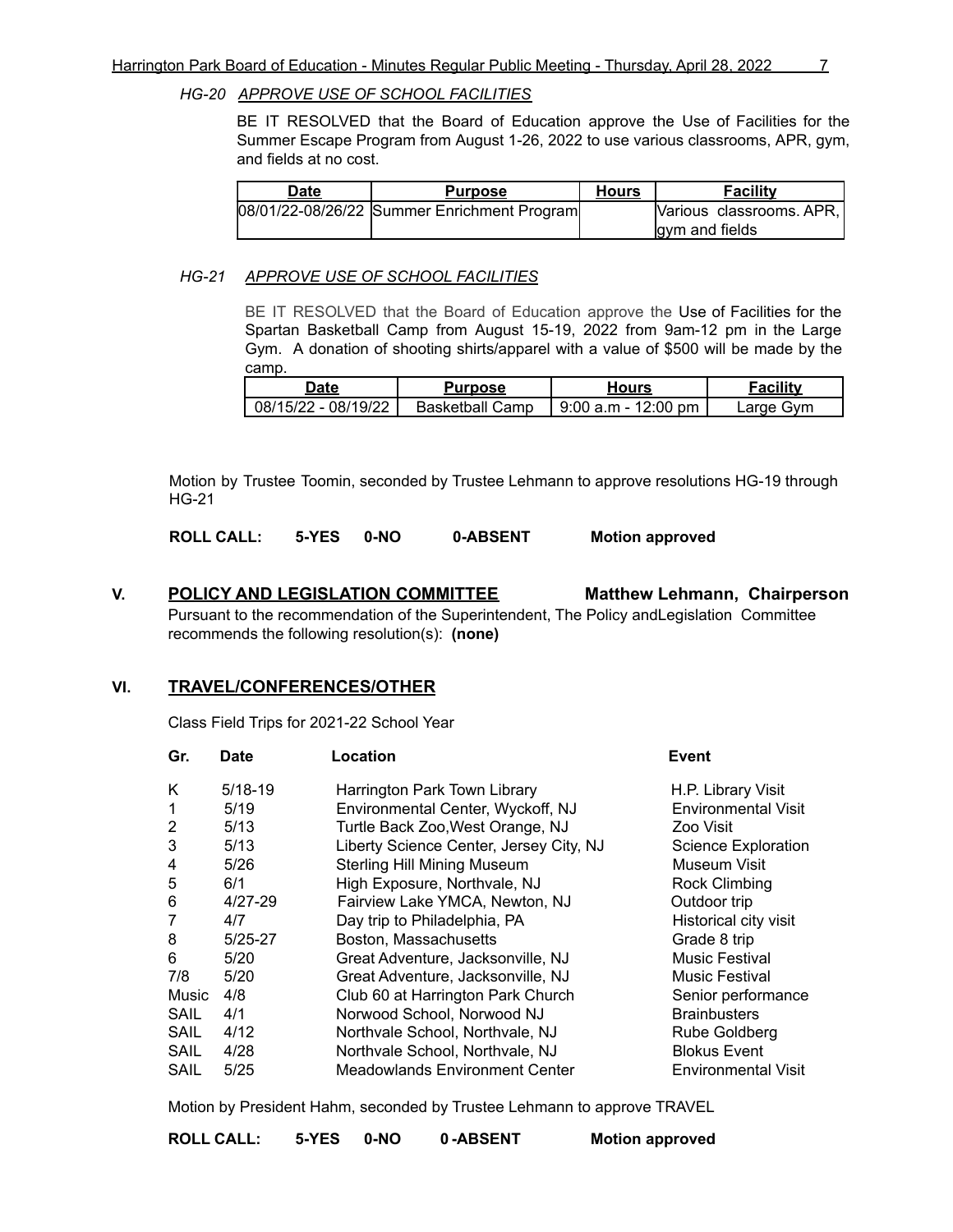*HG-20 APPROVE USE OF SCHOOL FACILITIES*

BE IT RESOLVED that the Board of Education approve the Use of Facilities for the Summer Escape Program from August 1-26, 2022 to use various classrooms, APR, gym, and fields at no cost.

| Date | Purpose | Hours | Facility |
|---|---|---|---|
| 08/01/22-08/26/22 | Summer Enrichment Program | | Various classrooms. APR, gym and fields |

*HG-21 APPROVE USE OF SCHOOL FACILITIES*

BE IT RESOLVED that the Board of Education approve the Use of Facilities for the Spartan Basketball Camp from August 15-19, 2022 from 9am-12 pm in the Large Gym. A donation of shooting shirts/apparel with a value of $500 will be made by the camp.

| Date | Purpose | Hours | Facility |
|---|---|---|---|
| 08/15/22 - 08/19/22 | Basketball Camp | 9:00 a.m - 12:00 pm | Large Gym |

Motion by Trustee Toomin, seconded by Trustee Lehmann to approve resolutions HG-19 through HG-21

**ROLL CALL: 5-YES 0-NO 0-ABSENT Motion approved**

## V. POLICY AND LEGISLATION COMMITTEE — Matthew Lehmann, Chairperson

Pursuant to the recommendation of the Superintendent, The Policy andLegislation Committee recommends the following resolution(s): **(none)**

## VI. TRAVEL/CONFERENCES/OTHER

Class Field Trips for 2021-22 School Year

| Gr. | Date | Location | Event |
|---|---|---|---|
| K | 5/18-19 | Harrington Park Town Library | H.P. Library Visit |
| 1 | 5/19 | Environmental Center, Wyckoff, NJ | Environmental Visit |
| 2 | 5/13 | Turtle Back Zoo,West Orange, NJ | Zoo Visit |
| 3 | 5/13 | Liberty Science Center, Jersey City, NJ | Science Exploration |
| 4 | 5/26 | Sterling Hill Mining Museum | Museum Visit |
| 5 | 6/1 | High Exposure, Northvale, NJ | Rock Climbing |
| 6 | 4/27-29 | Fairview Lake YMCA, Newton, NJ | Outdoor trip |
| 7 | 4/7 | Day trip to Philadelphia, PA | Historical city visit |
| 8 | 5/25-27 | Boston, Massachusetts | Grade 8 trip |
| 6 | 5/20 | Great Adventure, Jacksonville, NJ | Music Festival |
| 7/8 | 5/20 | Great Adventure, Jacksonville, NJ | Music Festival |
| Music | 4/8 | Club 60 at Harrington Park Church | Senior performance |
| SAIL | 4/1 | Norwood School, Norwood NJ | Brainbusters |
| SAIL | 4/12 | Northvale School, Northvale, NJ | Rube Goldberg |
| SAIL | 4/28 | Northvale School, Northvale, NJ | Blokus Event |
| SAIL | 5/25 | Meadowlands Environment Center | Environmental Visit |

Motion by President Hahm, seconded by Trustee Lehmann to approve TRAVEL

**ROLL CALL: 5-YES 0-NO 0 -ABSENT Motion approved**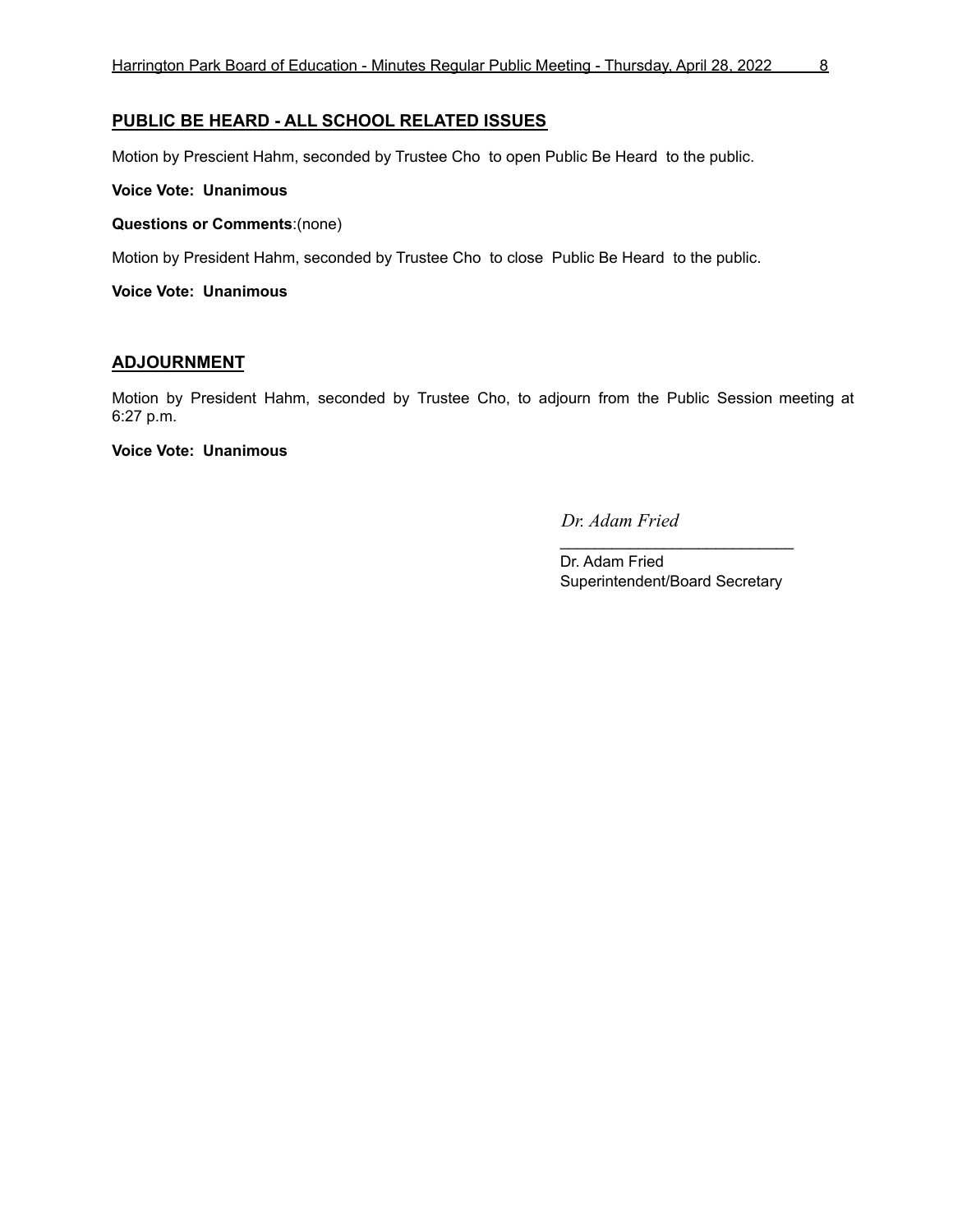## PUBLIC BE HEARD - ALL SCHOOL RELATED ISSUES

Motion by Prescient Hahm, seconded by Trustee Cho to open Public Be Heard to the public.

**Voice Vote: Unanimous**

**Questions or Comments**:(none)

Motion by President Hahm, seconded by Trustee Cho to close Public Be Heard to the public.

**Voice Vote: Unanimous**

## ADJOURNMENT

Motion by President Hahm, seconded by Trustee Cho, to adjourn from the Public Session meeting at 6:27 p.m.

**Voice Vote: Unanimous**

*Dr. Adam Fried*

___________________________

Dr. Adam Fried
Superintendent/Board Secretary